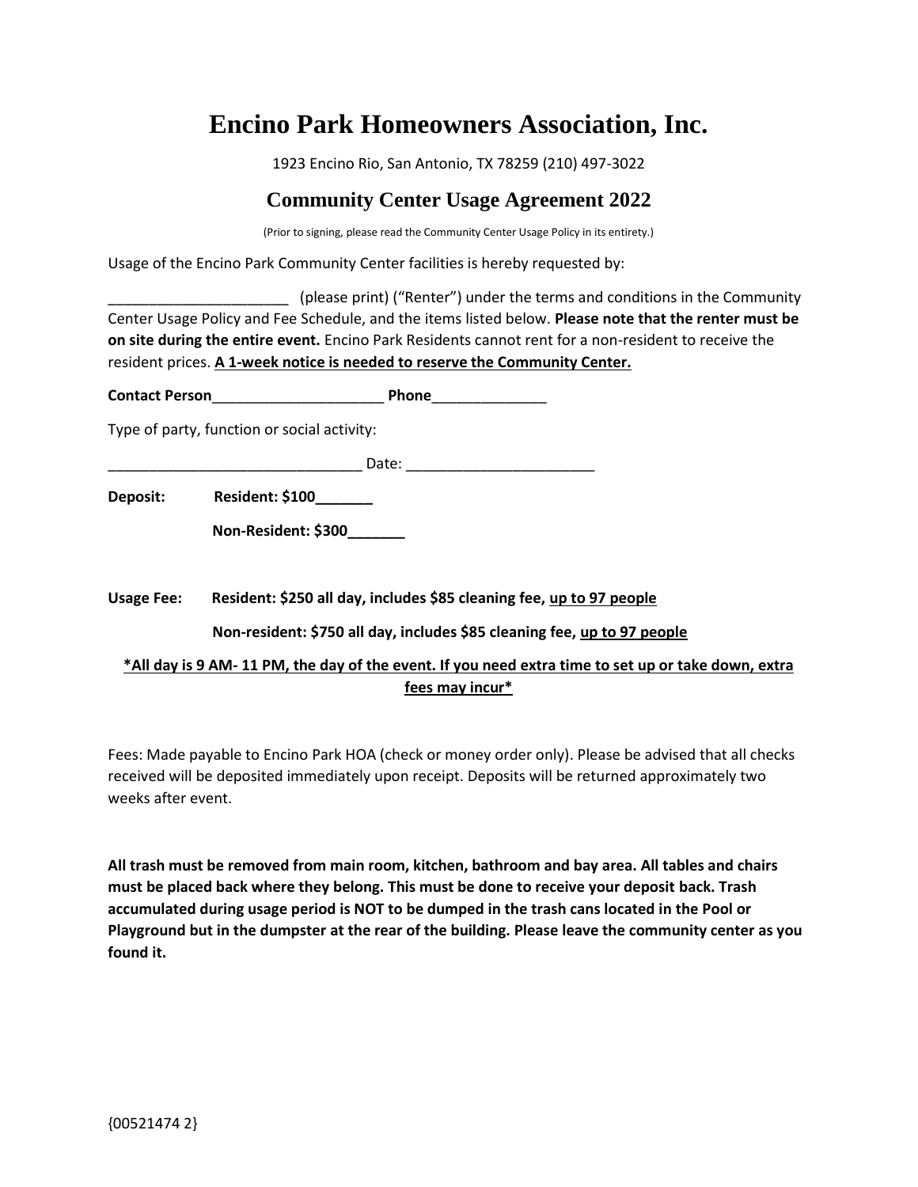# Encino Park Homeowners Association, Inc.

1923 Encino Rio, San Antonio, TX 78259 (210) 497-3022

## Community Center Usage Agreement 2022

(Prior to signing, please read the Community Center Usage Policy in its entirety.)

Usage of the Encino Park Community Center facilities is hereby requested by:

______________________ (please print) ("Renter") under the terms and conditions in the Community Center Usage Policy and Fee Schedule, and the items listed below. **Please note that the renter must be on site during the entire event.** Encino Park Residents cannot rent for a non-resident to receive the resident prices. **<u>A 1-week notice is needed to reserve the Community Center.</u>**

**Contact Person**_____________________ **Phone**______________

Type of party, function or social activity:

_______________________________ Date: _______________________

**Deposit:** **Resident: $100_______**

**Non-Resident: $300_______**

**Usage Fee:** **Resident: $250 all day, includes $85 cleaning fee, <u>up to 97 people</u>**

**Non-resident: $750 all day, includes $85 cleaning fee, <u>up to 97 people</u>**

**<u>*All day is 9 AM- 11 PM, the day of the event. If you need extra time to set up or take down, extra fees may incur*</u>**

Fees: Made payable to Encino Park HOA (check or money order only). Please be advised that all checks received will be deposited immediately upon receipt. Deposits will be returned approximately two weeks after event.

**All trash must be removed from main room, kitchen, bathroom and bay area. All tables and chairs must be placed back where they belong. This must be done to receive your deposit back. Trash accumulated during usage period is NOT to be dumped in the trash cans located in the Pool or Playground but in the dumpster at the rear of the building. Please leave the community center as you found it.**

{00521474 2}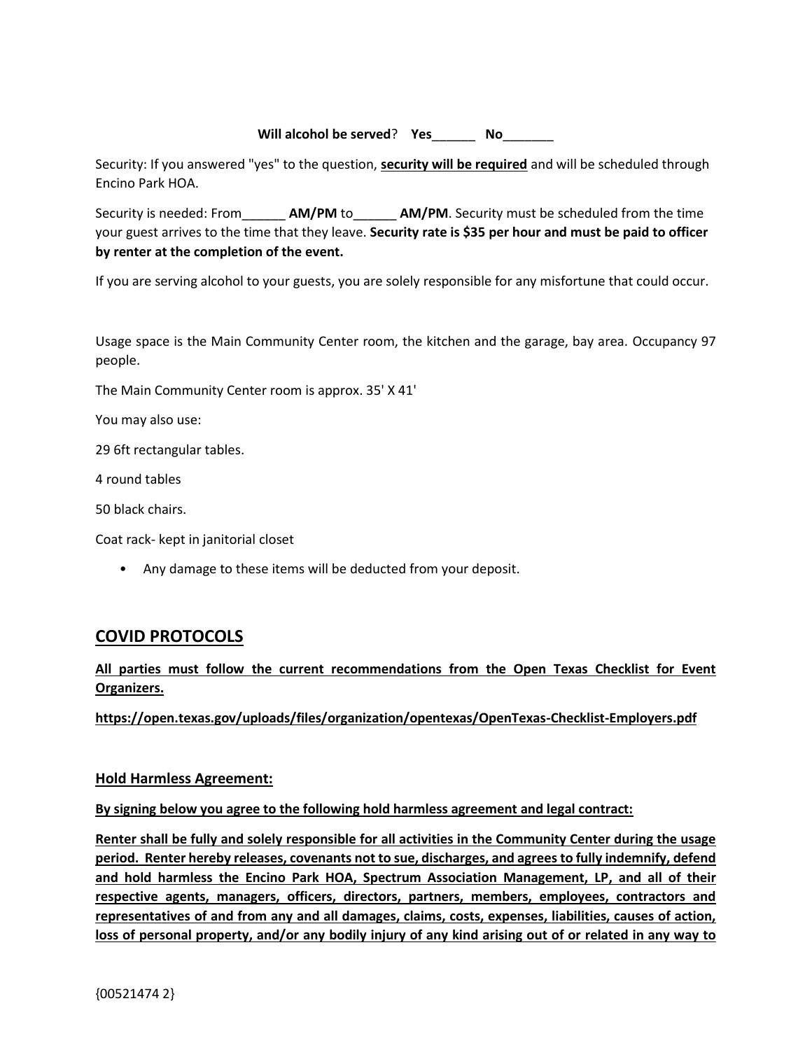**Will alcohol be served**? **Yes______ No_______**

Security: If you answered "yes" to the question, **security will be required** and will be scheduled through Encino Park HOA.

Security is needed: From______ **AM/PM** to______ **AM/PM**. Security must be scheduled from the time your guest arrives to the time that they leave. **Security rate is $35 per hour and must be paid to officer by renter at the completion of the event.**

If you are serving alcohol to your guests, you are solely responsible for any misfortune that could occur.

Usage space is the Main Community Center room, the kitchen and the garage, bay area. Occupancy 97 people.

The Main Community Center room is approx. 35' X 41'

You may also use:

29 6ft rectangular tables.

4 round tables

50 black chairs.

Coat rack- kept in janitorial closet

- Any damage to these items will be deducted from your deposit.

## COVID PROTOCOLS

**All parties must follow the current recommendations from the Open Texas Checklist for Event Organizers.**

**https://open.texas.gov/uploads/files/organization/opentexas/OpenTexas-Checklist-Employers.pdf**

**Hold Harmless Agreement:**

**By signing below you agree to the following hold harmless agreement and legal contract:**

**Renter shall be fully and solely responsible for all activities in the Community Center during the usage period. Renter hereby releases, covenants not to sue, discharges, and agrees to fully indemnify, defend and hold harmless the Encino Park HOA, Spectrum Association Management, LP, and all of their respective agents, managers, officers, directors, partners, members, employees, contractors and representatives of and from any and all damages, claims, costs, expenses, liabilities, causes of action, loss of personal property, and/or any bodily injury of any kind arising out of or related in any way to**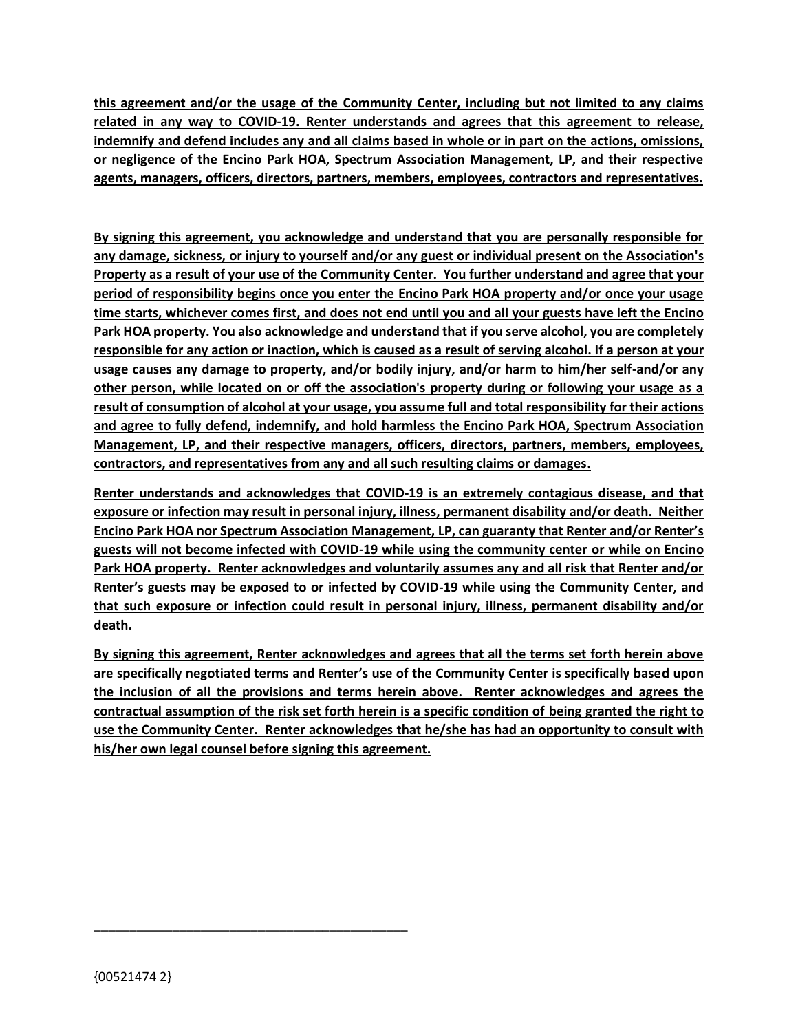**this agreement and/or the usage of the Community Center, including but not limited to any claims related in any way to COVID-19. Renter understands and agrees that this agreement to release, indemnify and defend includes any and all claims based in whole or in part on the actions, omissions, or negligence of the Encino Park HOA, Spectrum Association Management, LP, and their respective agents, managers, officers, directors, partners, members, employees, contractors and representatives.**

**By signing this agreement, you acknowledge and understand that you are personally responsible for any damage, sickness, or injury to yourself and/or any guest or individual present on the Association's Property as a result of your use of the Community Center. You further understand and agree that your period of responsibility begins once you enter the Encino Park HOA property and/or once your usage time starts, whichever comes first, and does not end until you and all your guests have left the Encino Park HOA property. You also acknowledge and understand that if you serve alcohol, you are completely responsible for any action or inaction, which is caused as a result of serving alcohol. If a person at your usage causes any damage to property, and/or bodily injury, and/or harm to him/her self-and/or any other person, while located on or off the association's property during or following your usage as a result of consumption of alcohol at your usage, you assume full and total responsibility for their actions and agree to fully defend, indemnify, and hold harmless the Encino Park HOA, Spectrum Association Management, LP, and their respective managers, officers, directors, partners, members, employees, contractors, and representatives from any and all such resulting claims or damages.**

**Renter understands and acknowledges that COVID-19 is an extremely contagious disease, and that exposure or infection may result in personal injury, illness, permanent disability and/or death. Neither Encino Park HOA nor Spectrum Association Management, LP, can guaranty that Renter and/or Renter's guests will not become infected with COVID-19 while using the community center or while on Encino Park HOA property. Renter acknowledges and voluntarily assumes any and all risk that Renter and/or Renter's guests may be exposed to or infected by COVID-19 while using the Community Center, and that such exposure or infection could result in personal injury, illness, permanent disability and/or death.**

**By signing this agreement, Renter acknowledges and agrees that all the terms set forth herein above are specifically negotiated terms and Renter's use of the Community Center is specifically based upon the inclusion of all the provisions and terms herein above. Renter acknowledges and agrees the contractual assumption of the risk set forth herein is a specific condition of being granted the right to use the Community Center. Renter acknowledges that he/she has had an opportunity to consult with his/her own legal counsel before signing this agreement.**

\_\_\_\_\_\_\_\_\_\_\_\_\_\_\_\_\_\_\_\_\_\_\_\_\_\_\_\_\_\_\_\_\_\_\_\_\_\_\_\_\_\_\_\_

{00521474 2}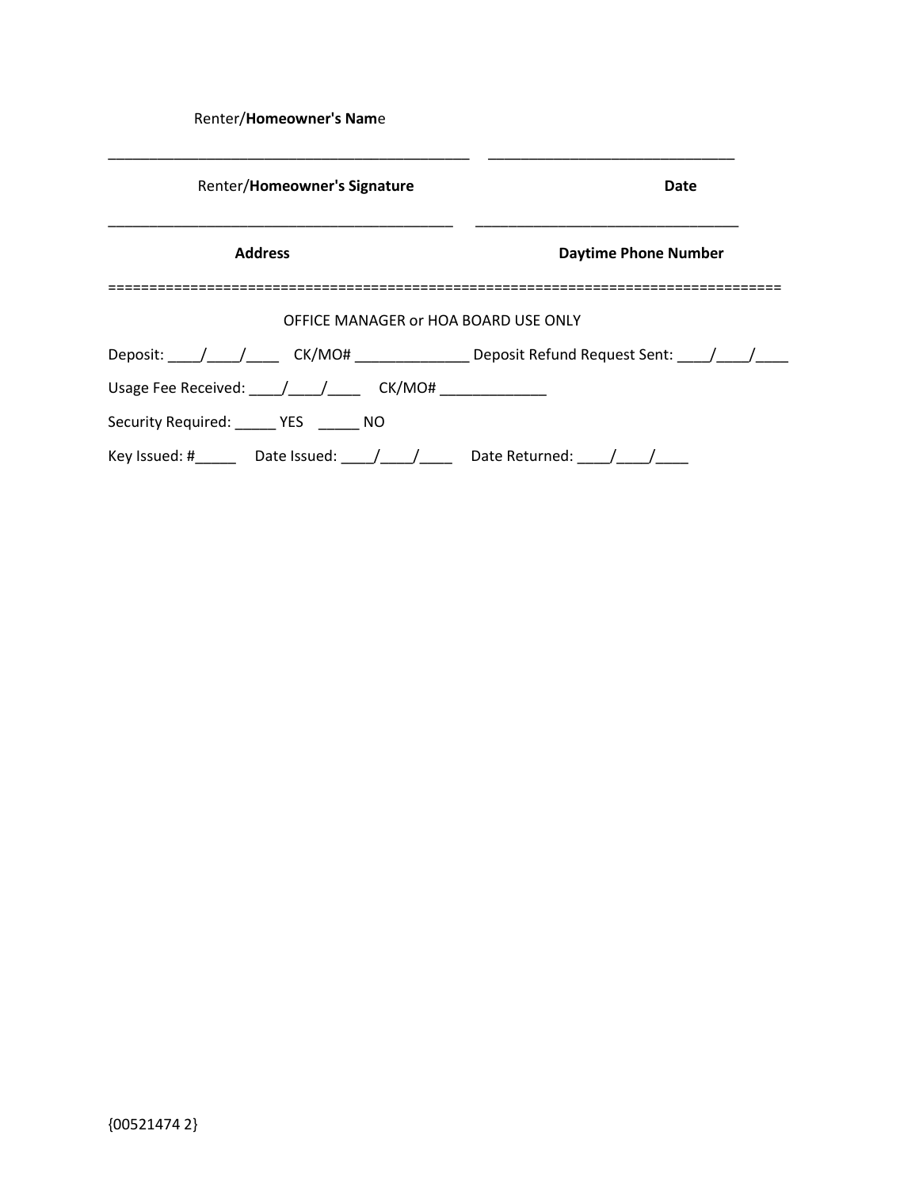Renter/**Homeowner's Nam**e

\_\_\_\_\_\_\_\_\_\_\_\_\_\_\_\_\_\_\_\_\_\_\_\_\_\_\_\_\_\_\_\_\_\_\_\_\_\_\_\_\_\_\_\_ \_\_\_\_\_\_\_\_\_\_\_\_\_\_\_\_\_\_\_\_\_\_\_\_\_\_\_\_\_\_

Renter/**Homeowner's Signature** **Date**

\_\_\_\_\_\_\_\_\_\_\_\_\_\_\_\_\_\_\_\_\_\_\_\_\_\_\_\_\_\_\_\_\_\_\_\_\_\_\_\_\_\_ \_\_\_\_\_\_\_\_\_\_\_\_\_\_\_\_\_\_\_\_\_\_\_\_\_\_\_\_\_\_\_\_

**Address** **Daytime Phone Number**

==================================================================================

OFFICE MANAGER or HOA BOARD USE ONLY

Deposit: \_\_\_\_/\_\_\_\_/\_\_\_\_ CK/MO# \_\_\_\_\_\_\_\_\_\_\_\_\_\_ Deposit Refund Request Sent: \_\_\_\_/\_\_\_\_/\_\_\_\_

Usage Fee Received: \_\_\_\_/\_\_\_\_/\_\_\_\_ CK/MO# \_\_\_\_\_\_\_\_\_\_\_\_\_

Security Required: \_\_\_\_\_ YES \_\_\_\_\_ NO

Key Issued: #\_\_\_\_\_ Date Issued: \_\_\_\_/\_\_\_\_/\_\_\_\_ Date Returned: \_\_\_\_/\_\_\_\_/\_\_\_\_

{00521474 2}